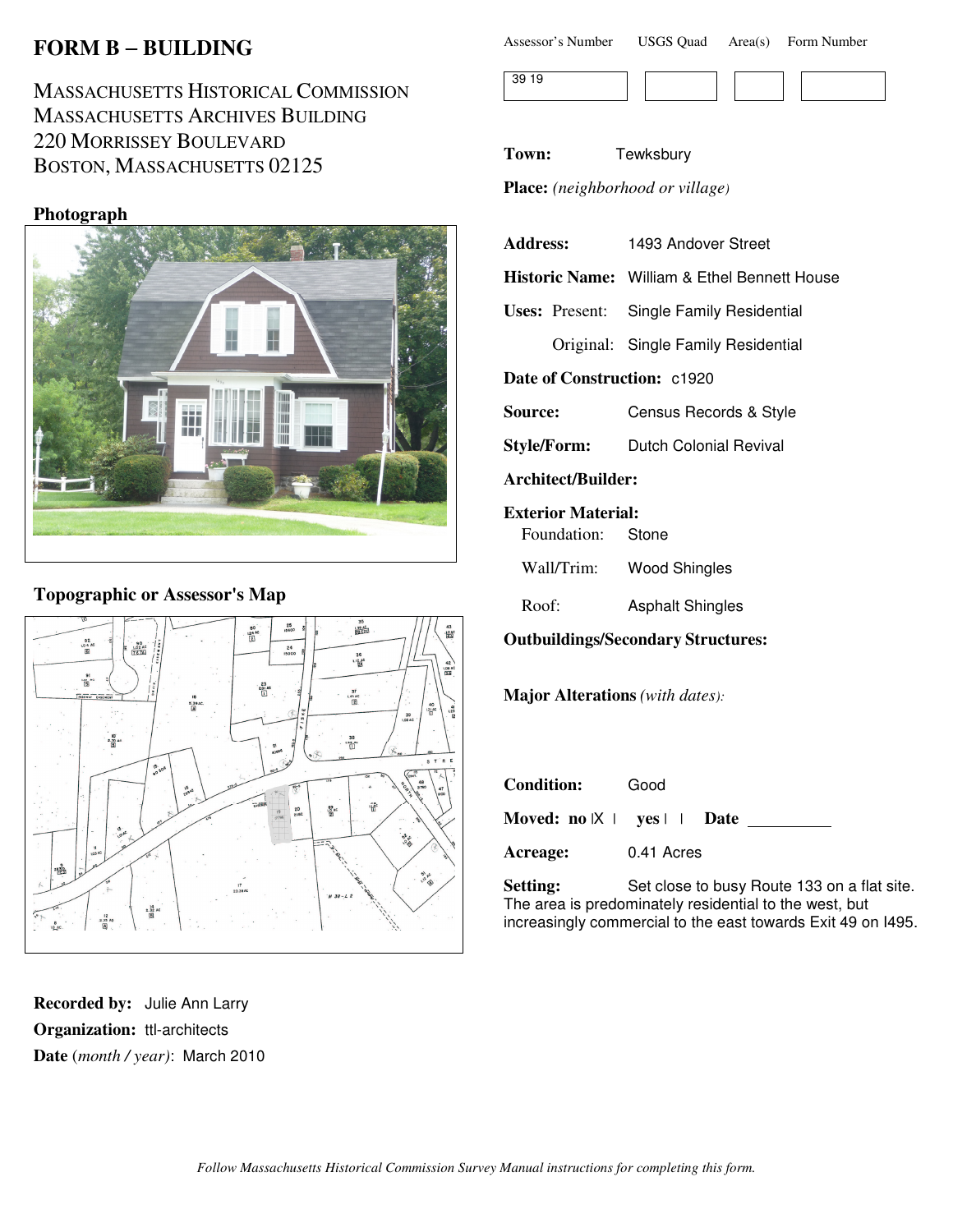# FORM B – BUILDING

MASSACHUSETTS HISTORICAL COMMISSION
MASSACHUSETTS ARCHIVES BUILDING
220 MORRISSEY BOULEVARD
BOSTON, MASSACHUSETTS 02125

| Assessor's Number | USGS Quad | Area(s) | Form Number |
|---|---|---|---|
| 39 19 | | | |

**Town:** Tewksbury

**Place:** *(neighborhood or village)*

**Address:** 1493 Andover Street

**Historic Name:** William & Ethel Bennett House

**Uses:** Present: Single Family Residential

Original: Single Family Residential

**Date of Construction:** c1920

**Source:** Census Records & Style

**Style/Form:** Dutch Colonial Revival

**Architect/Builder:**

**Exterior Material:**

Foundation: Stone

Wall/Trim: Wood Shingles

Roof: Asphalt Shingles

**Outbuildings/Secondary Structures:**

**Major Alterations** *(with dates)*:

**Condition:** Good

**Moved:** no [X] yes [ ] **Date** ________

**Acreage:** 0.41 Acres

**Setting:** Set close to busy Route 133 on a flat site. The area is predominately residential to the west, but increasingly commercial to the east towards Exit 49 on I495.

## Photograph

## Topographic or Assessor's Map

**Recorded by:** Julie Ann Larry

**Organization:** ttl-architects

**Date** (*month / year*): March 2010

*Follow Massachusetts Historical Commission Survey Manual instructions for completing this form.*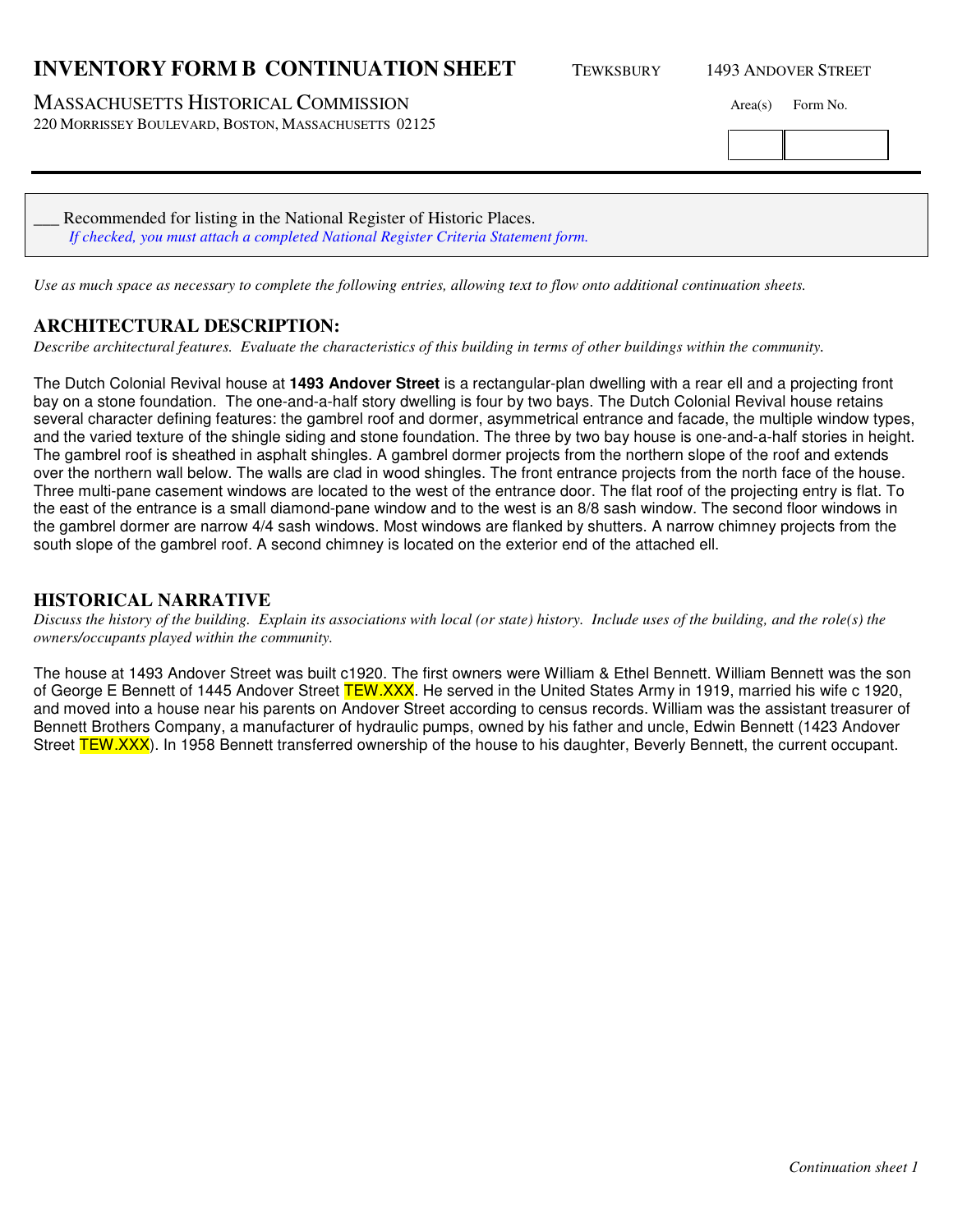# INVENTORY FORM B CONTINUATION SHEET

TEWKSBURY 1493 ANDOVER STREET

MASSACHUSETTS HISTORICAL COMMISSION
220 MORRISSEY BOULEVARD, BOSTON, MASSACHUSETTS 02125

Area(s) Form No.

| | |
|---|---|
| | |

___ Recommended for listing in the National Register of Historic Places.
*If checked, you must attach a completed National Register Criteria Statement form.*

*Use as much space as necessary to complete the following entries, allowing text to flow onto additional continuation sheets.*

## ARCHITECTURAL DESCRIPTION:

*Describe architectural features. Evaluate the characteristics of this building in terms of other buildings within the community.*

The Dutch Colonial Revival house at **1493 Andover Street** is a rectangular-plan dwelling with a rear ell and a projecting front bay on a stone foundation. The one-and-a-half story dwelling is four by two bays. The Dutch Colonial Revival house retains several character defining features: the gambrel roof and dormer, asymmetrical entrance and facade, the multiple window types, and the varied texture of the shingle siding and stone foundation. The three by two bay house is one-and-a-half stories in height. The gambrel roof is sheathed in asphalt shingles. A gambrel dormer projects from the northern slope of the roof and extends over the northern wall below. The walls are clad in wood shingles. The front entrance projects from the north face of the house. Three multi-pane casement windows are located to the west of the entrance door. The flat roof of the projecting entry is flat. To the east of the entrance is a small diamond-pane window and to the west is an 8/8 sash window. The second floor windows in the gambrel dormer are narrow 4/4 sash windows. Most windows are flanked by shutters. A narrow chimney projects from the south slope of the gambrel roof. A second chimney is located on the exterior end of the attached ell.

## HISTORICAL NARRATIVE

*Discuss the history of the building. Explain its associations with local (or state) history. Include uses of the building, and the role(s) the owners/occupants played within the community.*

The house at 1493 Andover Street was built c1920. The first owners were William & Ethel Bennett. William Bennett was the son of George E Bennett of 1445 Andover Street TEW.XXX. He served in the United States Army in 1919, married his wife c 1920, and moved into a house near his parents on Andover Street according to census records. William was the assistant treasurer of Bennett Brothers Company, a manufacturer of hydraulic pumps, owned by his father and uncle, Edwin Bennett (1423 Andover Street TEW.XXX). In 1958 Bennett transferred ownership of the house to his daughter, Beverly Bennett, the current occupant.

*Continuation sheet 1*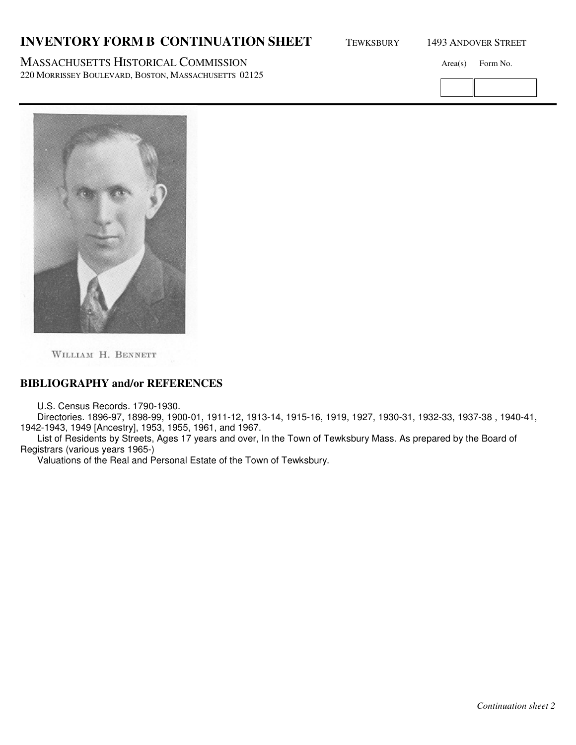WILLIAM H. BENNETT

## BIBLIOGRAPHY and/or REFERENCES

U.S. Census Records. 1790-1930.

Directories. 1896-97, 1898-99, 1900-01, 1911-12, 1913-14, 1915-16, 1919, 1927, 1930-31, 1932-33, 1937-38 , 1940-41, 1942-1943, 1949 [Ancestry], 1953, 1955, 1961, and 1967.

List of Residents by Streets, Ages 17 years and over, In the Town of Tewksbury Mass. As prepared by the Board of Registrars (various years 1965-)

Valuations of the Real and Personal Estate of the Town of Tewksbury.